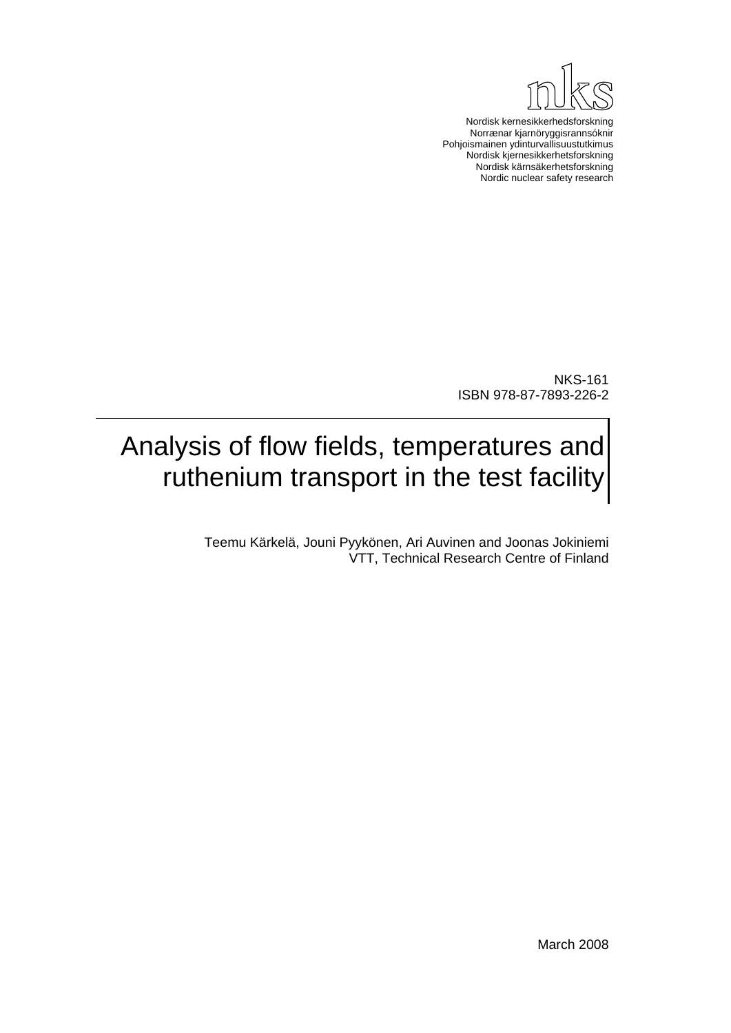nks

Nordisk kernesikkerhedsforskning
Norrænar kjarnöryggisrannsóknir
Pohjoismainen ydinturvallisuustutkimus
Nordisk kjernesikkerhetsforskning
Nordisk kärnsäkerhetsforskning
Nordic nuclear safety research

NKS-161
ISBN 978-87-7893-226-2

# Analysis of flow fields, temperatures and ruthenium transport in the test facility

Teemu Kärkelä, Jouni Pyykönen, Ari Auvinen and Joonas Jokiniemi
VTT, Technical Research Centre of Finland

March 2008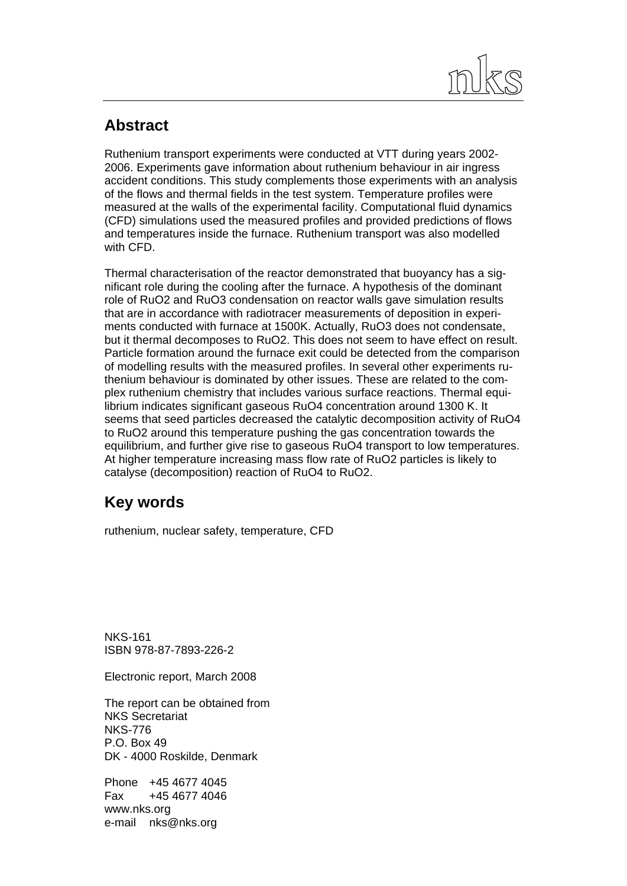## Abstract

Ruthenium transport experiments were conducted at VTT during years 2002-2006. Experiments gave information about ruthenium behaviour in air ingress accident conditions. This study complements those experiments with an analysis of the flows and thermal fields in the test system. Temperature profiles were measured at the walls of the experimental facility. Computational fluid dynamics (CFD) simulations used the measured profiles and provided predictions of flows and temperatures inside the furnace. Ruthenium transport was also modelled with CFD.

Thermal characterisation of the reactor demonstrated that buoyancy has a significant role during the cooling after the furnace. A hypothesis of the dominant role of $RuO_2$ and $RuO_3$ condensation on reactor walls gave simulation results that are in accordance with radiotracer measurements of deposition in experiments conducted with furnace at 1500K. Actually, $RuO_3$ does not condensate, but it thermal decomposes to $RuO_2$. This does not seem to have effect on result. Particle formation around the furnace exit could be detected from the comparison of modelling results with the measured profiles. In several other experiments ruthenium behaviour is dominated by other issues. These are related to the complex ruthenium chemistry that includes various surface reactions. Thermal equilibrium indicates significant gaseous $RuO_4$ concentration around 1300 K. It seems that seed particles decreased the catalytic decomposition activity of $RuO_4$ to $RuO_2$ around this temperature pushing the gas concentration towards the equilibrium, and further give rise to gaseous $RuO_4$ transport to low temperatures. At higher temperature increasing mass flow rate of $RuO_2$ particles is likely to catalyse (decomposition) reaction of $RuO_4$ to $RuO_2$.

## Key words

ruthenium, nuclear safety, temperature, CFD

NKS-161
ISBN 978-87-7893-226-2

Electronic report, March 2008

The report can be obtained from
NKS Secretariat
NKS-776
P.O. Box 49
DK - 4000 Roskilde, Denmark

Phone +45 4677 4045
Fax +45 4677 4046
www.nks.org
e-mail nks@nks.org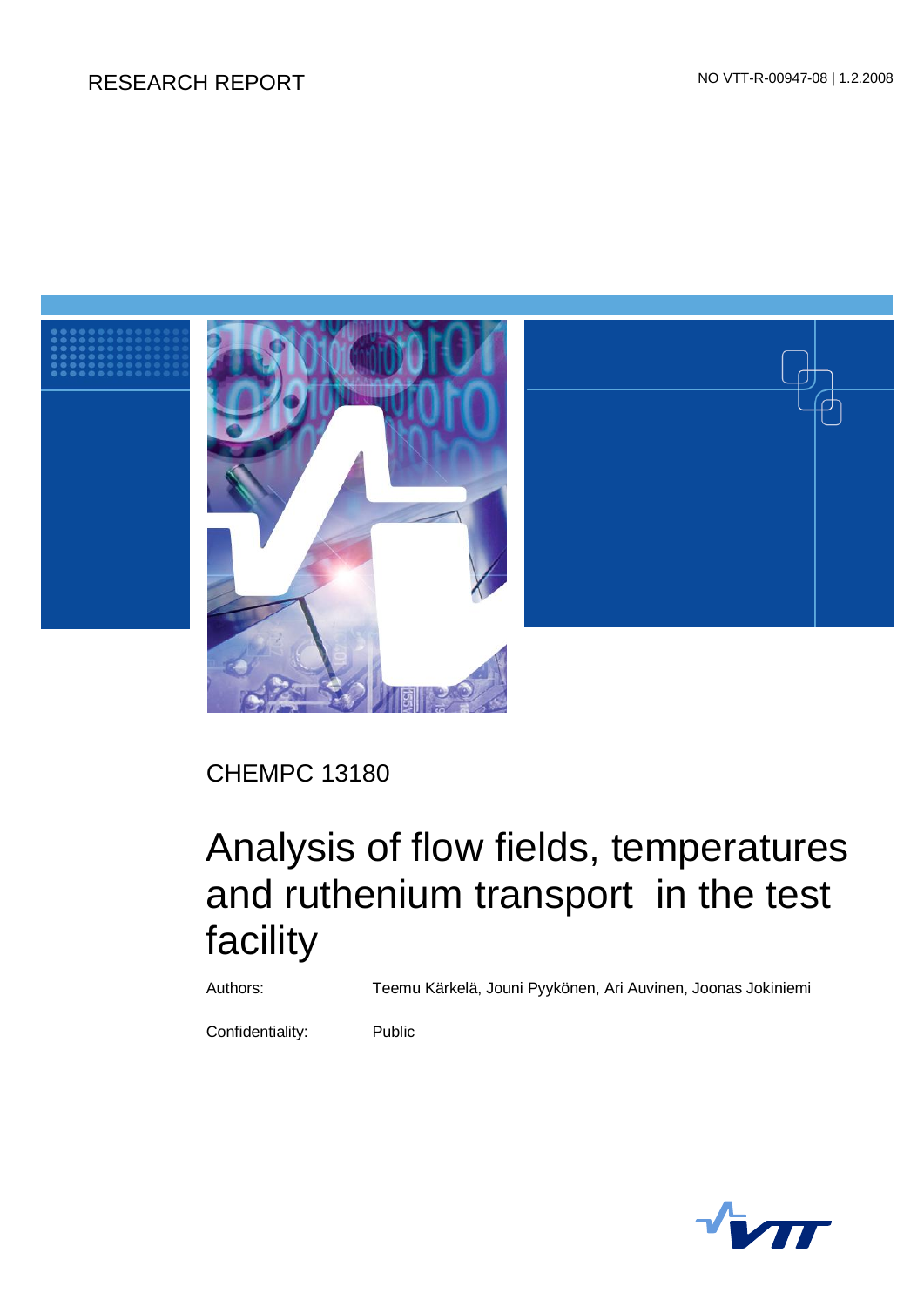RESEARCH REPORT

NO VTT-R-00947-08 | 1.2.2008

CHEMPC 13180

# Analysis of flow fields, temperatures and ruthenium transport in the test facility

Authors: Teemu Kärkelä, Jouni Pyykönen, Ari Auvinen, Joonas Jokiniemi

Confidentiality: Public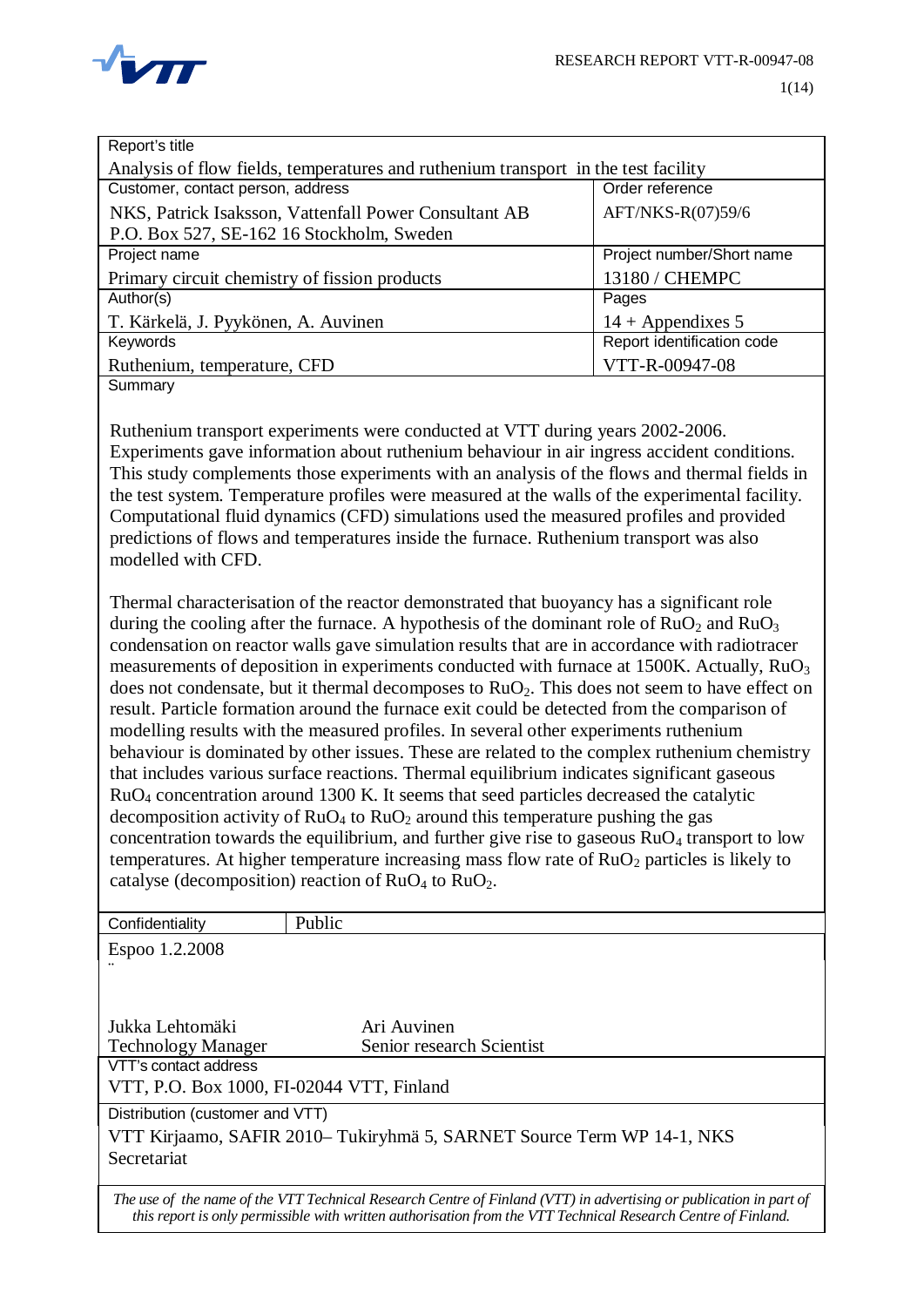| Report's title | |
|---|---|
| Analysis of flow fields, temperatures and ruthenium transport in the test facility | |
| Customer, contact person, address | Order reference |
| NKS, Patrick Isaksson, Vattenfall Power Consultant AB<br>P.O. Box 527, SE-162 16 Stockholm, Sweden | AFT/NKS-R(07)59/6 |
| Project name | Project number/Short name |
| Primary circuit chemistry of fission products | 13180 / CHEMPC |
| Author(s) | Pages |
| T. Kärkelä, J. Pyykönen, A. Auvinen | 14 + Appendixes 5 |
| Keywords | Report identification code |
| Ruthenium, temperature, CFD | VTT-R-00947-08 |

**Summary**

Ruthenium transport experiments were conducted at VTT during years 2002-2006. Experiments gave information about ruthenium behaviour in air ingress accident conditions. This study complements those experiments with an analysis of the flows and thermal fields in the test system. Temperature profiles were measured at the walls of the experimental facility. Computational fluid dynamics (CFD) simulations used the measured profiles and provided predictions of flows and temperatures inside the furnace. Ruthenium transport was also modelled with CFD.

Thermal characterisation of the reactor demonstrated that buoyancy has a significant role during the cooling after the furnace. A hypothesis of the dominant role of $RuO_2$ and $RuO_3$ condensation on reactor walls gave simulation results that are in accordance with radiotracer measurements of deposition in experiments conducted with furnace at 1500K. Actually, $RuO_3$ does not condensate, but it thermal decomposes to $RuO_2$. This does not seem to have effect on result. Particle formation around the furnace exit could be detected from the comparison of modelling results with the measured profiles. In several other experiments ruthenium behaviour is dominated by other issues. These are related to the complex ruthenium chemistry that includes various surface reactions. Thermal equilibrium indicates significant gaseous $RuO_4$ concentration around 1300 K. It seems that seed particles decreased the catalytic decomposition activity of $RuO_4$ to $RuO_2$ around this temperature pushing the gas concentration towards the equilibrium, and further give rise to gaseous $RuO_4$ transport to low temperatures. At higher temperature increasing mass flow rate of $RuO_2$ particles is likely to catalyse (decomposition) reaction of $RuO_4$ to $RuO_2$.

| Confidentiality | Public |
|---|---|

Espoo 1.2.2008

| | |
|---|---|
| Jukka Lehtomäki<br>Technology Manager | Ari Auvinen<br>Senior research Scientist |

VTT's contact address

VTT, P.O. Box 1000, FI-02044 VTT, Finland

Distribution (customer and VTT)

VTT Kirjaamo, SAFIR 2010– Tukiryhmä 5, SARNET Source Term WP 14-1, NKS Secretariat

*The use of the name of the VTT Technical Research Centre of Finland (VTT) in advertising or publication in part of this report is only permissible with written authorisation from the VTT Technical Research Centre of Finland.*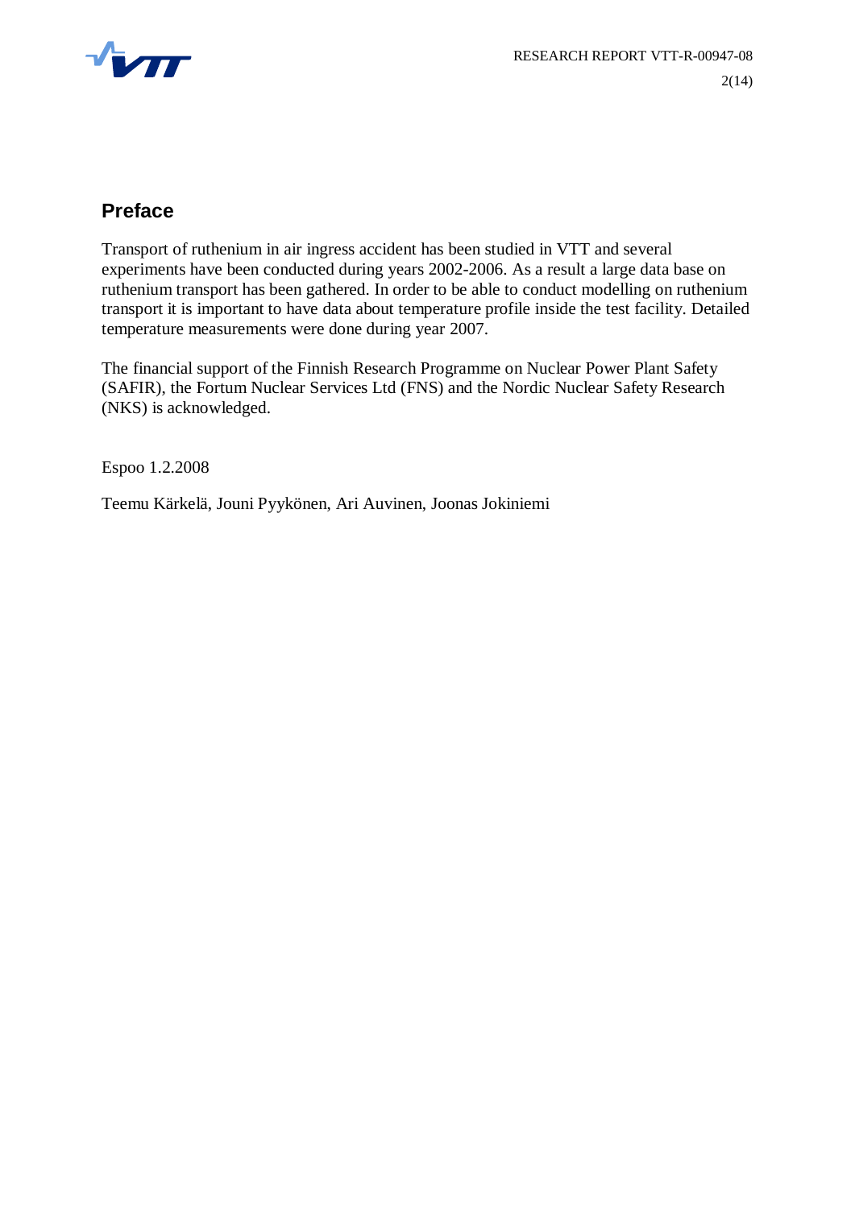## Preface

Transport of ruthenium in air ingress accident has been studied in VTT and several experiments have been conducted during years 2002-2006. As a result a large data base on ruthenium transport has been gathered. In order to be able to conduct modelling on ruthenium transport it is important to have data about temperature profile inside the test facility. Detailed temperature measurements were done during year 2007.

The financial support of the Finnish Research Programme on Nuclear Power Plant Safety (SAFIR), the Fortum Nuclear Services Ltd (FNS) and the Nordic Nuclear Safety Research (NKS) is acknowledged.

Espoo 1.2.2008

Teemu Kärkelä, Jouni Pyykönen, Ari Auvinen, Joonas Jokiniemi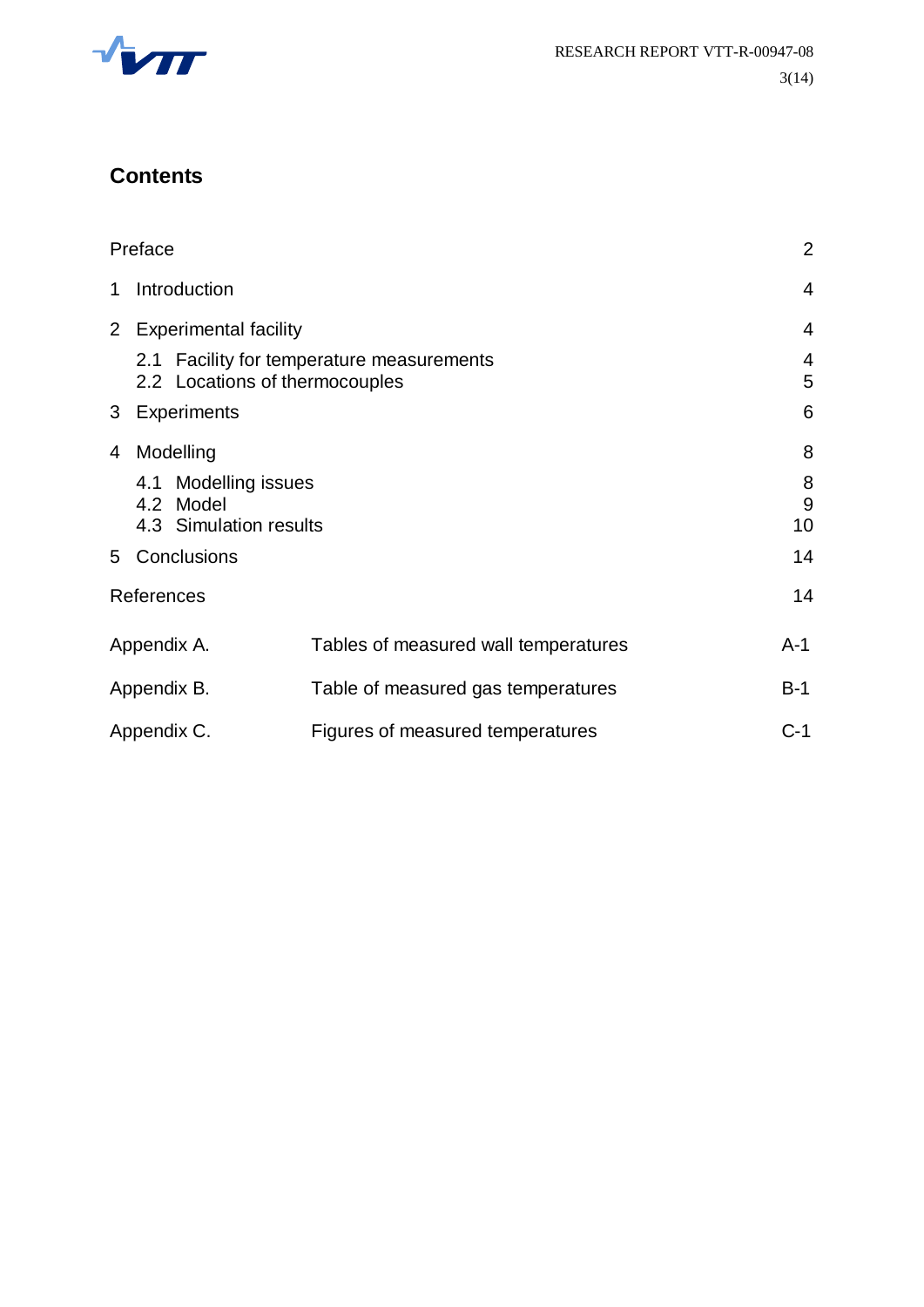## Contents

| | |
|---|---|
| Preface | 2 |
| 1 Introduction | 4 |
| 2 Experimental facility | 4 |
| 2.1 Facility for temperature measurements | 4 |
| 2.2 Locations of thermocouples | 5 |
| 3 Experiments | 6 |
| 4 Modelling | 8 |
| 4.1 Modelling issues | 8 |
| 4.2 Model | 9 |
| 4.3 Simulation results | 10 |
| 5 Conclusions | 14 |
| References | 14 |

| | | |
|---|---|---|
| Appendix A. | Tables of measured wall temperatures | A-1 |
| Appendix B. | Table of measured gas temperatures | B-1 |
| Appendix C. | Figures of measured temperatures | C-1 |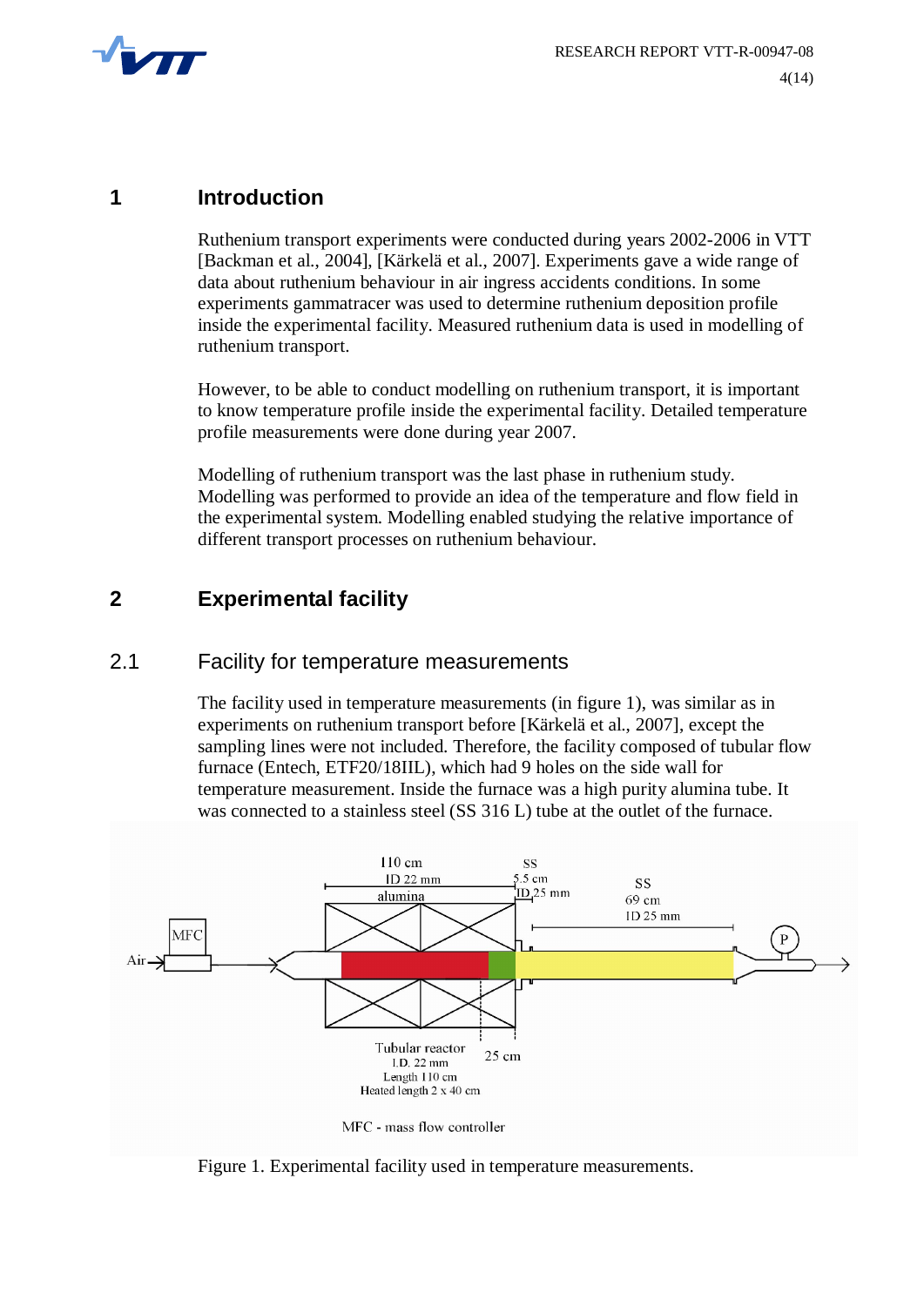# 1 Introduction

Ruthenium transport experiments were conducted during years 2002-2006 in VTT [Backman et al., 2004], [Kärkelä et al., 2007]. Experiments gave a wide range of data about ruthenium behaviour in air ingress accidents conditions. In some experiments gammatracer was used to determine ruthenium deposition profile inside the experimental facility. Measured ruthenium data is used in modelling of ruthenium transport.

However, to be able to conduct modelling on ruthenium transport, it is important to know temperature profile inside the experimental facility. Detailed temperature profile measurements were done during year 2007.

Modelling of ruthenium transport was the last phase in ruthenium study. Modelling was performed to provide an idea of the temperature and flow field in the experimental system. Modelling enabled studying the relative importance of different transport processes on ruthenium behaviour.

# 2 Experimental facility

## 2.1 Facility for temperature measurements

The facility used in temperature measurements (in figure 1), was similar as in experiments on ruthenium transport before [Kärkelä et al., 2007], except the sampling lines were not included. Therefore, the facility composed of tubular flow furnace (Entech, ETF20/18IIL), which had 9 holes on the side wall for temperature measurement. Inside the furnace was a high purity alumina tube. It was connected to a stainless steel (SS 316 L) tube at the outlet of the furnace.

Figure 1. Experimental facility used in temperature measurements.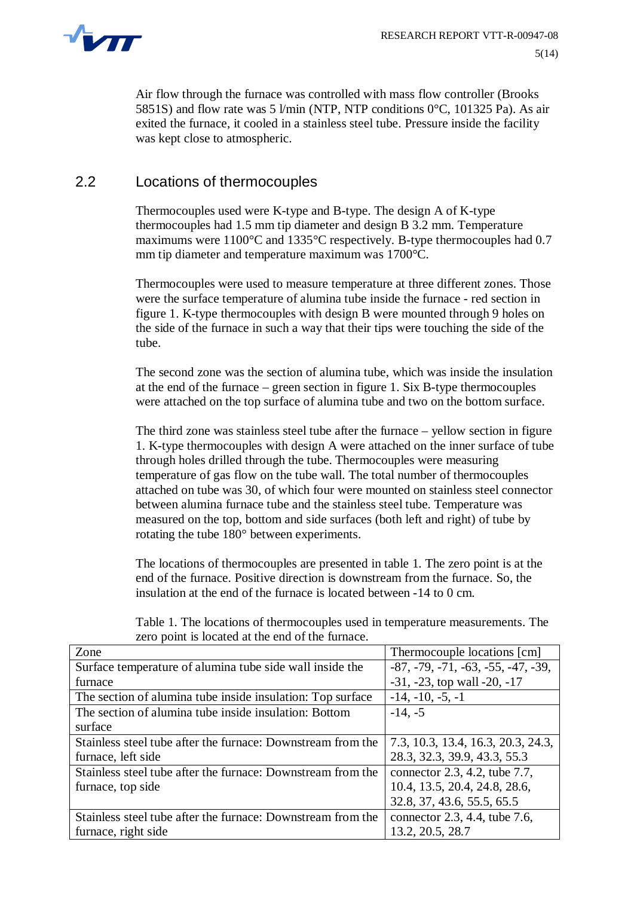Air flow through the furnace was controlled with mass flow controller (Brooks 5851S) and flow rate was 5 l/min (NTP, NTP conditions 0°C, 101325 Pa). As air exited the furnace, it cooled in a stainless steel tube. Pressure inside the facility was kept close to atmospheric.

## 2.2 Locations of thermocouples

Thermocouples used were K-type and B-type. The design A of K-type thermocouples had 1.5 mm tip diameter and design B 3.2 mm. Temperature maximums were 1100°C and 1335°C respectively. B-type thermocouples had 0.7 mm tip diameter and temperature maximum was 1700°C.

Thermocouples were used to measure temperature at three different zones. Those were the surface temperature of alumina tube inside the furnace - red section in figure 1. K-type thermocouples with design B were mounted through 9 holes on the side of the furnace in such a way that their tips were touching the side of the tube.

The second zone was the section of alumina tube, which was inside the insulation at the end of the furnace – green section in figure 1. Six B-type thermocouples were attached on the top surface of alumina tube and two on the bottom surface.

The third zone was stainless steel tube after the furnace – yellow section in figure 1. K-type thermocouples with design A were attached on the inner surface of tube through holes drilled through the tube. Thermocouples were measuring temperature of gas flow on the tube wall. The total number of thermocouples attached on tube was 30, of which four were mounted on stainless steel connector between alumina furnace tube and the stainless steel tube. Temperature was measured on the top, bottom and side surfaces (both left and right) of tube by rotating the tube 180° between experiments.

The locations of thermocouples are presented in table 1. The zero point is at the end of the furnace. Positive direction is downstream from the furnace. So, the insulation at the end of the furnace is located between -14 to 0 cm.

Table 1. The locations of thermocouples used in temperature measurements. The zero point is located at the end of the furnace.

| Zone | Thermocouple locations [cm] |
|---|---|
| Surface temperature of alumina tube side wall inside the furnace | -87, -79, -71, -63, -55, -47, -39, -31, -23, top wall -20, -17 |
| The section of alumina tube inside insulation: Top surface | -14, -10, -5, -1 |
| The section of alumina tube inside insulation: Bottom surface | -14, -5 |
| Stainless steel tube after the furnace: Downstream from the furnace, left side | 7.3, 10.3, 13.4, 16.3, 20.3, 24.3, 28.3, 32.3, 39.9, 43.3, 55.3 |
| Stainless steel tube after the furnace: Downstream from the furnace, top side | connector 2.3, 4.2, tube 7.7, 10.4, 13.5, 20.4, 24.8, 28.6, 32.8, 37, 43.6, 55.5, 65.5 |
| Stainless steel tube after the furnace: Downstream from the furnace, right side | connector 2.3, 4.4, tube 7.6, 13.2, 20.5, 28.7 |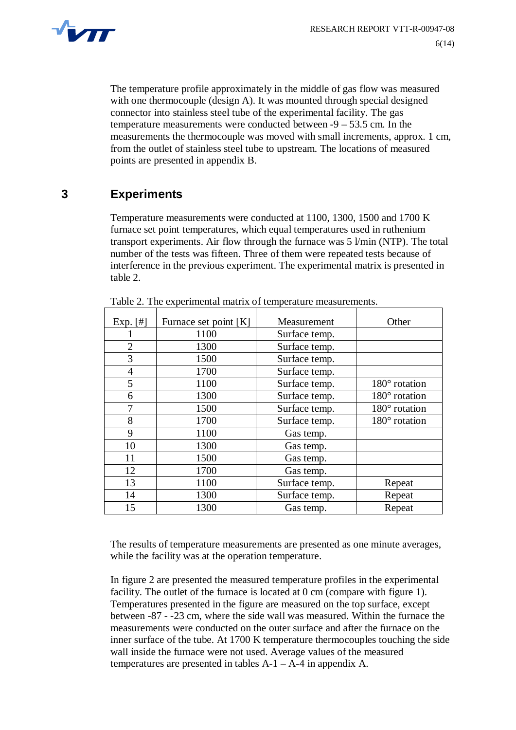The temperature profile approximately in the middle of gas flow was measured with one thermocouple (design A). It was mounted through special designed connector into stainless steel tube of the experimental facility. The gas temperature measurements were conducted between -9 – 53.5 cm. In the measurements the thermocouple was moved with small increments, approx. 1 cm, from the outlet of stainless steel tube to upstream. The locations of measured points are presented in appendix B.

# 3 Experiments

Temperature measurements were conducted at 1100, 1300, 1500 and 1700 K furnace set point temperatures, which equal temperatures used in ruthenium transport experiments. Air flow through the furnace was 5 l/min (NTP). The total number of the tests was fifteen. Three of them were repeated tests because of interference in the previous experiment. The experimental matrix is presented in table 2.

Table 2. The experimental matrix of temperature measurements.

| Exp. [#] | Furnace set point [K] | Measurement | Other |
|---|---|---|---|
| 1 | 1100 | Surface temp. | |
| 2 | 1300 | Surface temp. | |
| 3 | 1500 | Surface temp. | |
| 4 | 1700 | Surface temp. | |
| 5 | 1100 | Surface temp. | 180° rotation |
| 6 | 1300 | Surface temp. | 180° rotation |
| 7 | 1500 | Surface temp. | 180° rotation |
| 8 | 1700 | Surface temp. | 180° rotation |
| 9 | 1100 | Gas temp. | |
| 10 | 1300 | Gas temp. | |
| 11 | 1500 | Gas temp. | |
| 12 | 1700 | Gas temp. | |
| 13 | 1100 | Surface temp. | Repeat |
| 14 | 1300 | Surface temp. | Repeat |
| 15 | 1300 | Gas temp. | Repeat |

The results of temperature measurements are presented as one minute averages, while the facility was at the operation temperature.

In figure 2 are presented the measured temperature profiles in the experimental facility. The outlet of the furnace is located at 0 cm (compare with figure 1). Temperatures presented in the figure are measured on the top surface, except between -87 - -23 cm, where the side wall was measured. Within the furnace the measurements were conducted on the outer surface and after the furnace on the inner surface of the tube. At 1700 K temperature thermocouples touching the side wall inside the furnace were not used. Average values of the measured temperatures are presented in tables A-1 – A-4 in appendix A.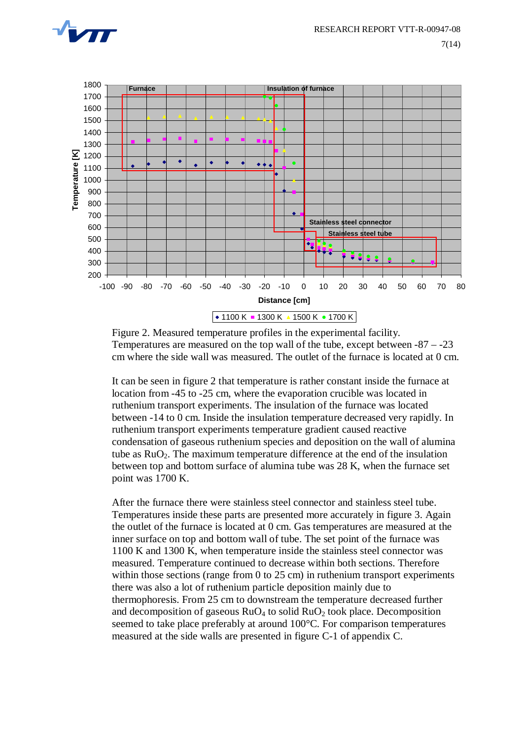Figure 2. Measured temperature profiles in the experimental facility. Temperatures are measured on the top wall of the tube, except between -87 – -23 cm where the side wall was measured. The outlet of the furnace is located at 0 cm.

It can be seen in figure 2 that temperature is rather constant inside the furnace at location from -45 to -25 cm, where the evaporation crucible was located in ruthenium transport experiments. The insulation of the furnace was located between -14 to 0 cm. Inside the insulation temperature decreased very rapidly. In ruthenium transport experiments temperature gradient caused reactive condensation of gaseous ruthenium species and deposition on the wall of alumina tube as $RuO_2$. The maximum temperature difference at the end of the insulation between top and bottom surface of alumina tube was 28 K, when the furnace set point was 1700 K.

After the furnace there were stainless steel connector and stainless steel tube. Temperatures inside these parts are presented more accurately in figure 3. Again the outlet of the furnace is located at 0 cm. Gas temperatures are measured at the inner surface on top and bottom wall of tube. The set point of the furnace was 1100 K and 1300 K, when temperature inside the stainless steel connector was measured. Temperature continued to decrease within both sections. Therefore within those sections (range from 0 to 25 cm) in ruthenium transport experiments there was also a lot of ruthenium particle deposition mainly due to thermophoresis. From 25 cm to downstream the temperature decreased further and decomposition of gaseous $RuO_4$ to solid $RuO_2$ took place. Decomposition seemed to take place preferably at around 100°C. For comparison temperatures measured at the side walls are presented in figure C-1 of appendix C.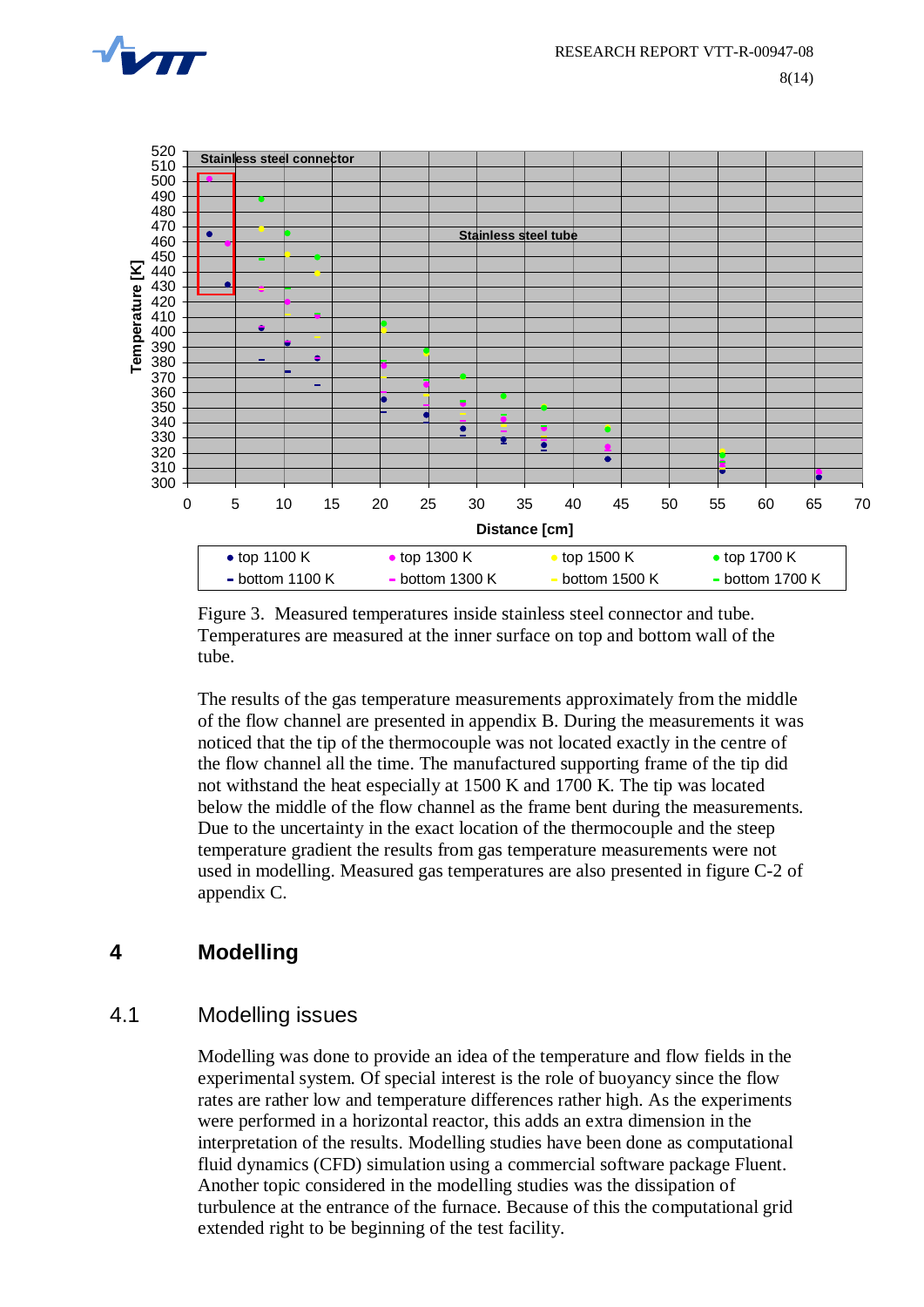Figure 3. Measured temperatures inside stainless steel connector and tube. Temperatures are measured at the inner surface on top and bottom wall of the tube.

The results of the gas temperature measurements approximately from the middle of the flow channel are presented in appendix B. During the measurements it was noticed that the tip of the thermocouple was not located exactly in the centre of the flow channel all the time. The manufactured supporting frame of the tip did not withstand the heat especially at 1500 K and 1700 K. The tip was located below the middle of the flow channel as the frame bent during the measurements. Due to the uncertainty in the exact location of the thermocouple and the steep temperature gradient the results from gas temperature measurements were not used in modelling. Measured gas temperatures are also presented in figure C-2 of appendix C.

# 4 Modelling

## 4.1 Modelling issues

Modelling was done to provide an idea of the temperature and flow fields in the experimental system. Of special interest is the role of buoyancy since the flow rates are rather low and temperature differences rather high. As the experiments were performed in a horizontal reactor, this adds an extra dimension in the interpretation of the results. Modelling studies have been done as computational fluid dynamics (CFD) simulation using a commercial software package Fluent. Another topic considered in the modelling studies was the dissipation of turbulence at the entrance of the furnace. Because of this the computational grid extended right to be beginning of the test facility.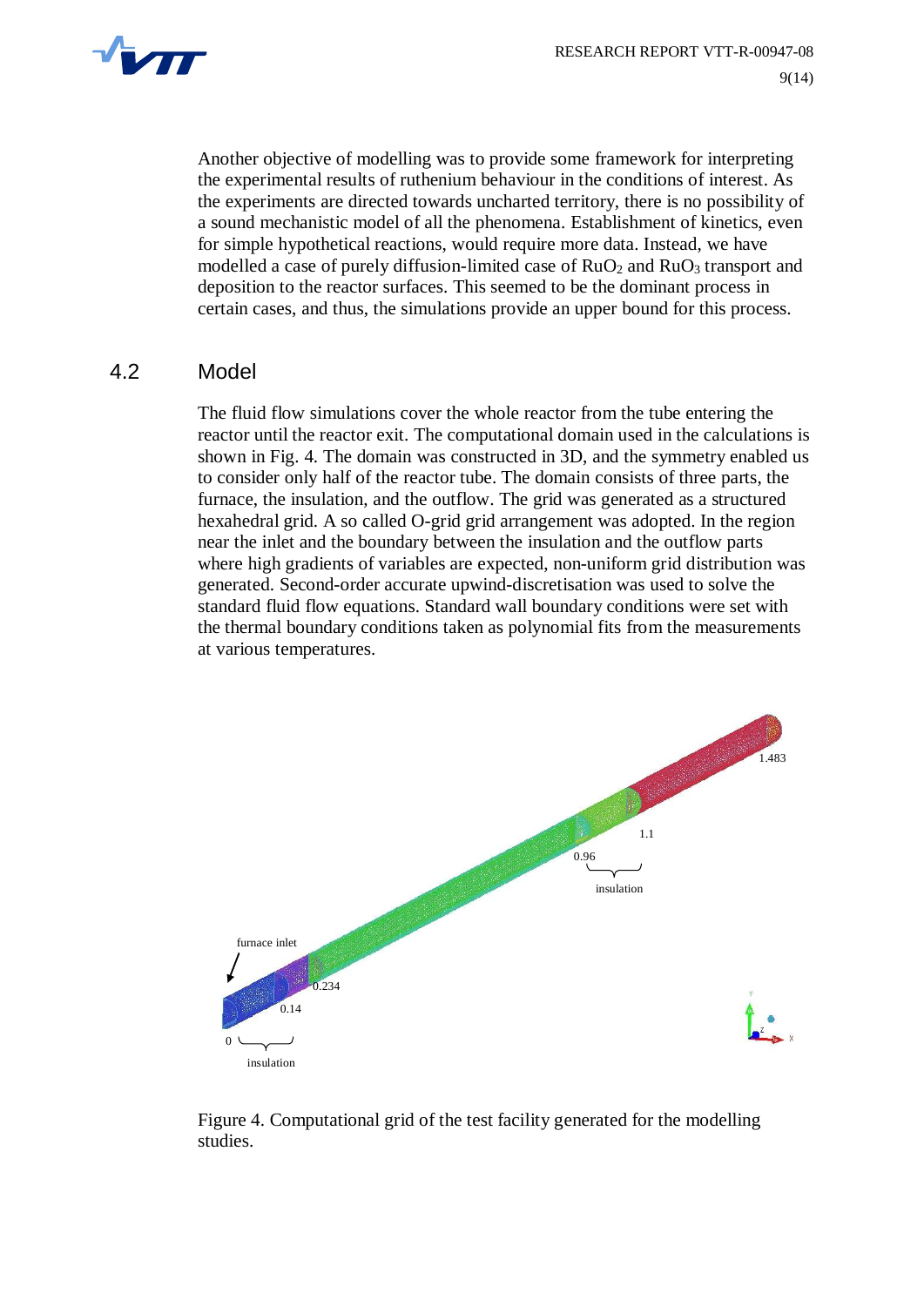Another objective of modelling was to provide some framework for interpreting the experimental results of ruthenium behaviour in the conditions of interest. As the experiments are directed towards uncharted territory, there is no possibility of a sound mechanistic model of all the phenomena. Establishment of kinetics, even for simple hypothetical reactions, would require more data. Instead, we have modelled a case of purely diffusion-limited case of $RuO_2$ and $RuO_3$ transport and deposition to the reactor surfaces. This seemed to be the dominant process in certain cases, and thus, the simulations provide an upper bound for this process.

## 4.2 Model

The fluid flow simulations cover the whole reactor from the tube entering the reactor until the reactor exit. The computational domain used in the calculations is shown in Fig. 4. The domain was constructed in 3D, and the symmetry enabled us to consider only half of the reactor tube. The domain consists of three parts, the furnace, the insulation, and the outflow. The grid was generated as a structured hexahedral grid. A so called O-grid grid arrangement was adopted. In the region near the inlet and the boundary between the insulation and the outflow parts where high gradients of variables are expected, non-uniform grid distribution was generated. Second-order accurate upwind-discretisation was used to solve the standard fluid flow equations. Standard wall boundary conditions were set with the thermal boundary conditions taken as polynomial fits from the measurements at various temperatures.

Figure 4. Computational grid of the test facility generated for the modelling studies.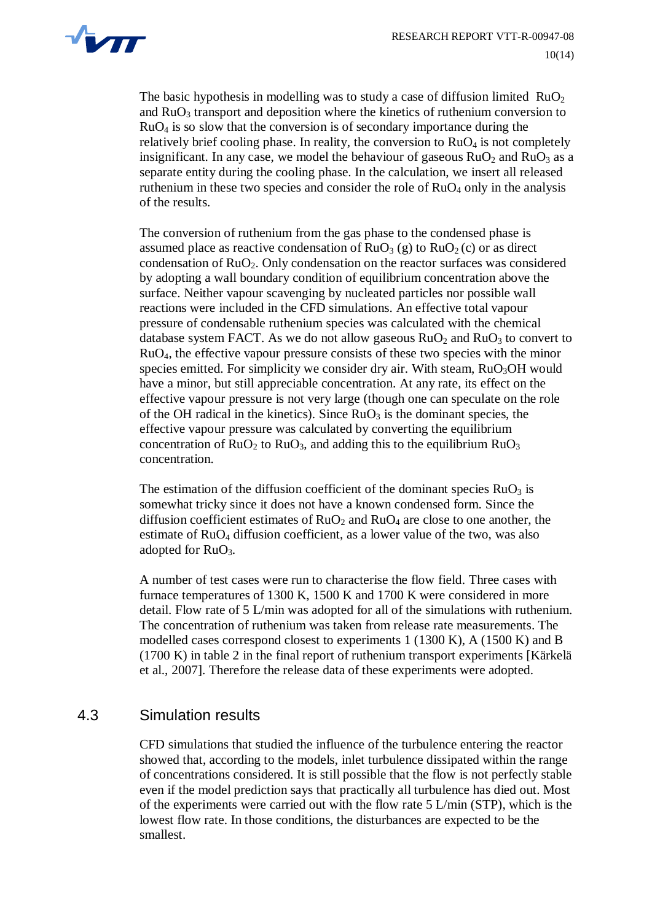The basic hypothesis in modelling was to study a case of diffusion limited $RuO_2$ and $RuO_3$ transport and deposition where the kinetics of ruthenium conversion to $RuO_4$ is so slow that the conversion is of secondary importance during the relatively brief cooling phase. In reality, the conversion to $RuO_4$ is not completely insignificant. In any case, we model the behaviour of gaseous $RuO_2$ and $RuO_3$ as a separate entity during the cooling phase. In the calculation, we insert all released ruthenium in these two species and consider the role of $RuO_4$ only in the analysis of the results.

The conversion of ruthenium from the gas phase to the condensed phase is assumed place as reactive condensation of $RuO_3$ (g) to $RuO_2$ (c) or as direct condensation of $RuO_2$. Only condensation on the reactor surfaces was considered by adopting a wall boundary condition of equilibrium concentration above the surface. Neither vapour scavenging by nucleated particles nor possible wall reactions were included in the CFD simulations. An effective total vapour pressure of condensable ruthenium species was calculated with the chemical database system FACT. As we do not allow gaseous $RuO_2$ and $RuO_3$ to convert to $RuO_4$, the effective vapour pressure consists of these two species with the minor species emitted. For simplicity we consider dry air. With steam, $RuO_3OH$ would have a minor, but still appreciable concentration. At any rate, its effect on the effective vapour pressure is not very large (though one can speculate on the role of the OH radical in the kinetics). Since $RuO_3$ is the dominant species, the effective vapour pressure was calculated by converting the equilibrium concentration of $RuO_2$ to $RuO_3$, and adding this to the equilibrium $RuO_3$ concentration.

The estimation of the diffusion coefficient of the dominant species $RuO_3$ is somewhat tricky since it does not have a known condensed form. Since the diffusion coefficient estimates of $RuO_2$ and $RuO_4$ are close to one another, the estimate of $RuO_4$ diffusion coefficient, as a lower value of the two, was also adopted for $RuO_3$.

A number of test cases were run to characterise the flow field. Three cases with furnace temperatures of 1300 K, 1500 K and 1700 K were considered in more detail. Flow rate of 5 L/min was adopted for all of the simulations with ruthenium. The concentration of ruthenium was taken from release rate measurements. The modelled cases correspond closest to experiments 1 (1300 K), A (1500 K) and B (1700 K) in table 2 in the final report of ruthenium transport experiments [Kärkelä et al., 2007]. Therefore the release data of these experiments were adopted.

## 4.3 Simulation results

CFD simulations that studied the influence of the turbulence entering the reactor showed that, according to the models, inlet turbulence dissipated within the range of concentrations considered. It is still possible that the flow is not perfectly stable even if the model prediction says that practically all turbulence has died out. Most of the experiments were carried out with the flow rate 5 L/min (STP), which is the lowest flow rate. In those conditions, the disturbances are expected to be the smallest.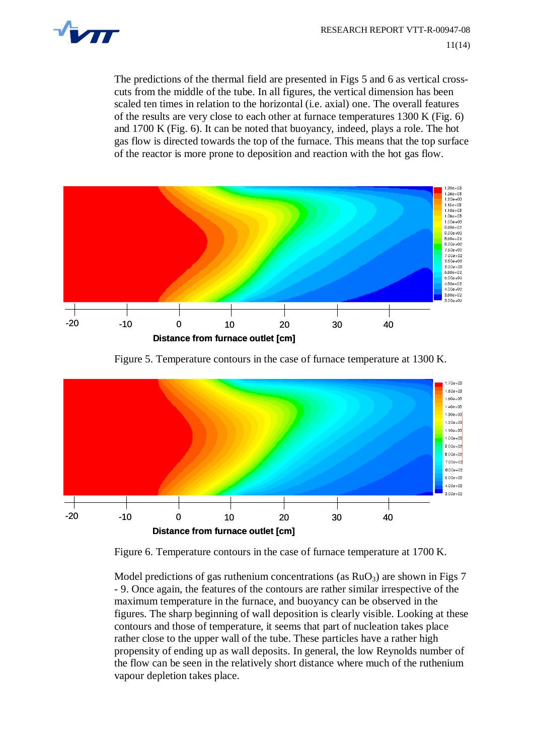The predictions of the thermal field are presented in Figs 5 and 6 as vertical cross-cuts from the middle of the tube. In all figures, the vertical dimension has been scaled ten times in relation to the horizontal (i.e. axial) one. The overall features of the results are very close to each other at furnace temperatures 1300 K (Fig. 6) and 1700 K (Fig. 6). It can be noted that buoyancy, indeed, plays a role. The hot gas flow is directed towards the top of the furnace. This means that the top surface of the reactor is more prone to deposition and reaction with the hot gas flow.

Figure 5. Temperature contours in the case of furnace temperature at 1300 K.

Figure 6. Temperature contours in the case of furnace temperature at 1700 K.

Model predictions of gas ruthenium concentrations (as $RuO_3$) are shown in Figs 7 - 9. Once again, the features of the contours are rather similar irrespective of the maximum temperature in the furnace, and buoyancy can be observed in the figures. The sharp beginning of wall deposition is clearly visible. Looking at these contours and those of temperature, it seems that part of nucleation takes place rather close to the upper wall of the tube. These particles have a rather high propensity of ending up as wall deposits. In general, the low Reynolds number of the flow can be seen in the relatively short distance where much of the ruthenium vapour depletion takes place.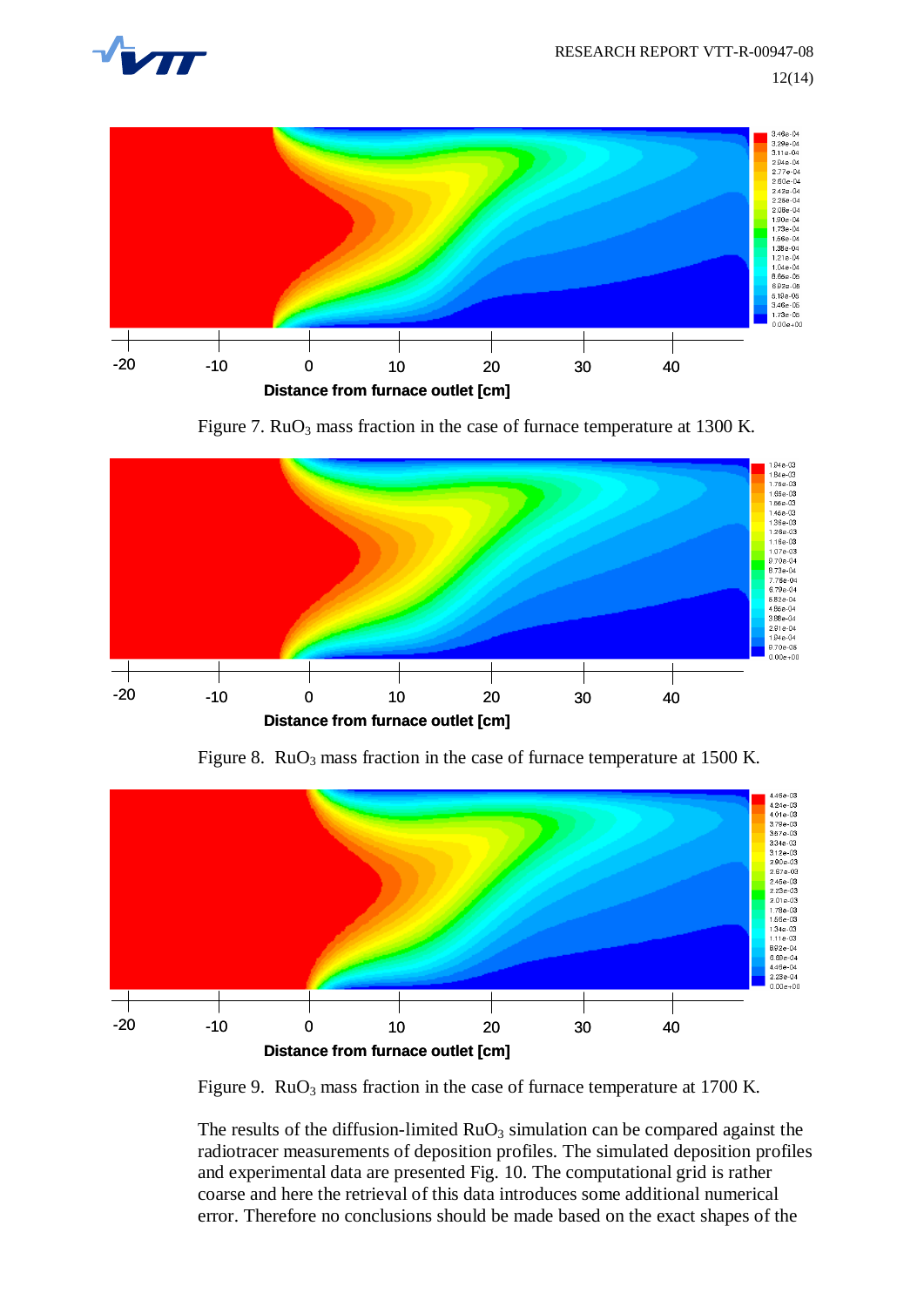Figure 7. $RuO_3$ mass fraction in the case of furnace temperature at 1300 K.

Figure 8. $RuO_3$ mass fraction in the case of furnace temperature at 1500 K.

Figure 9. $RuO_3$ mass fraction in the case of furnace temperature at 1700 K.

The results of the diffusion-limited $RuO_3$ simulation can be compared against the radiotracer measurements of deposition profiles. The simulated deposition profiles and experimental data are presented Fig. 10. The computational grid is rather coarse and here the retrieval of this data introduces some additional numerical error. Therefore no conclusions should be made based on the exact shapes of the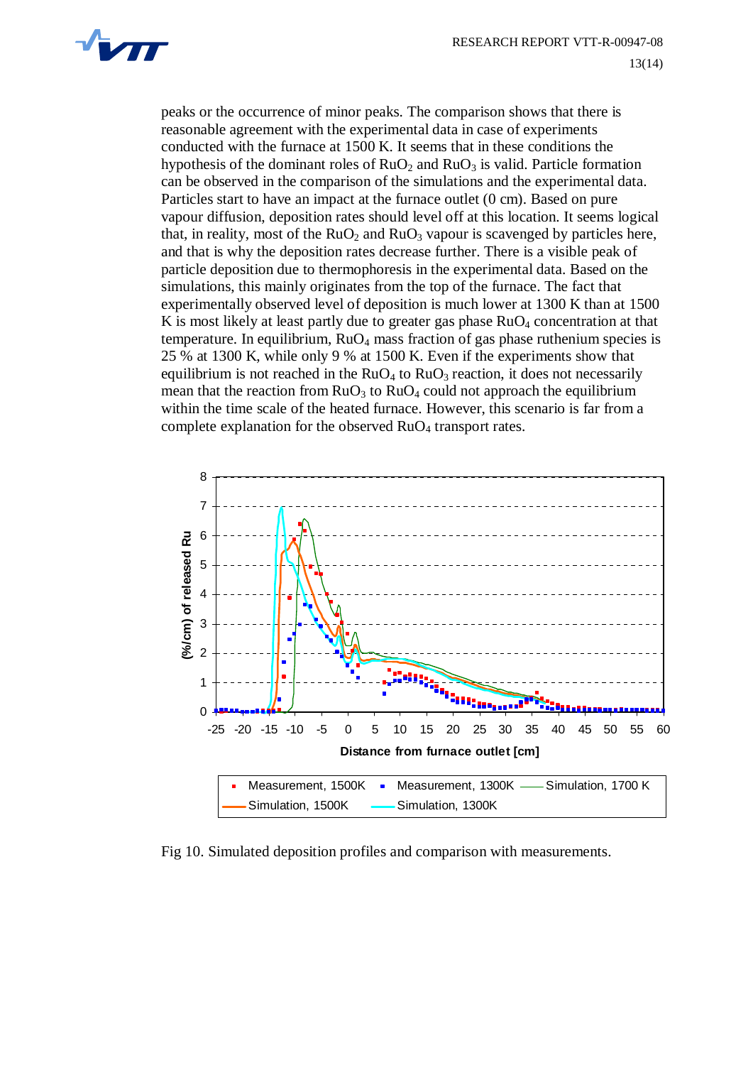peaks or the occurrence of minor peaks. The comparison shows that there is reasonable agreement with the experimental data in case of experiments conducted with the furnace at 1500 K. It seems that in these conditions the hypothesis of the dominant roles of $RuO_2$ and $RuO_3$ is valid. Particle formation can be observed in the comparison of the simulations and the experimental data. Particles start to have an impact at the furnace outlet (0 cm). Based on pure vapour diffusion, deposition rates should level off at this location. It seems logical that, in reality, most of the $RuO_2$ and $RuO_3$ vapour is scavenged by particles here, and that is why the deposition rates decrease further. There is a visible peak of particle deposition due to thermophoresis in the experimental data. Based on the simulations, this mainly originates from the top of the furnace. The fact that experimentally observed level of deposition is much lower at 1300 K than at 1500 K is most likely at least partly due to greater gas phase $RuO_4$ concentration at that temperature. In equilibrium, $RuO_4$ mass fraction of gas phase ruthenium species is 25 % at 1300 K, while only 9 % at 1500 K. Even if the experiments show that equilibrium is not reached in the $RuO_4$ to $RuO_3$ reaction, it does not necessarily mean that the reaction from $RuO_3$ to $RuO_4$ could not approach the equilibrium within the time scale of the heated furnace. However, this scenario is far from a complete explanation for the observed $RuO_4$ transport rates.

Fig 10. Simulated deposition profiles and comparison with measurements.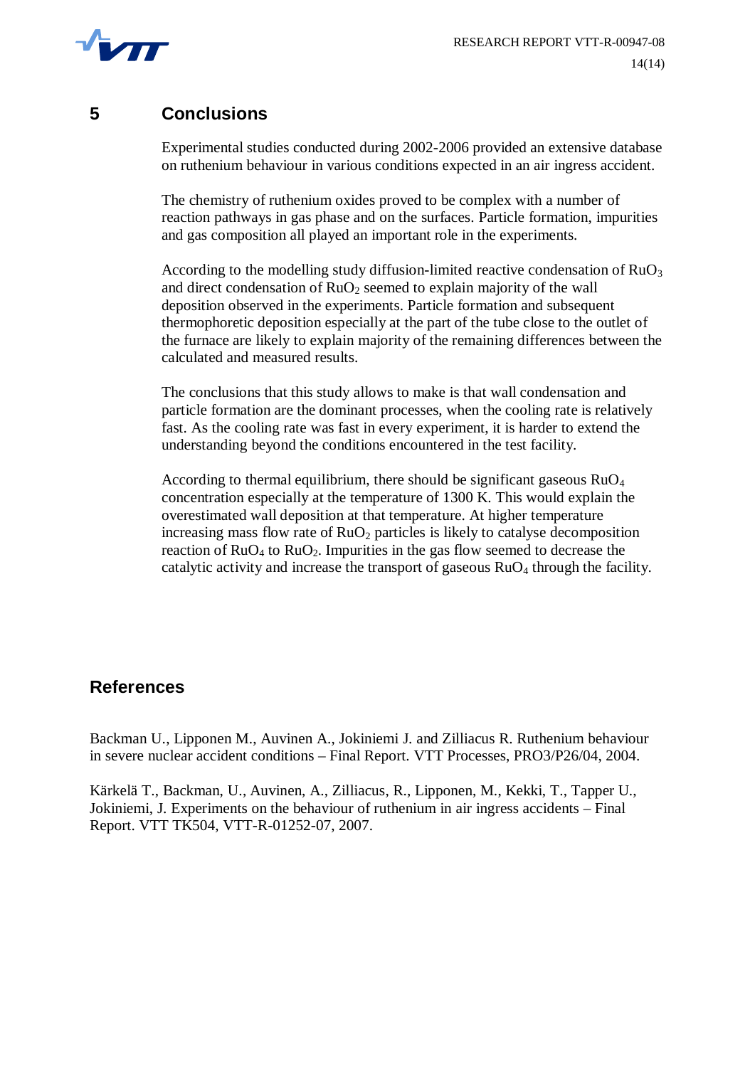# 5 Conclusions

Experimental studies conducted during 2002-2006 provided an extensive database on ruthenium behaviour in various conditions expected in an air ingress accident.

The chemistry of ruthenium oxides proved to be complex with a number of reaction pathways in gas phase and on the surfaces. Particle formation, impurities and gas composition all played an important role in the experiments.

According to the modelling study diffusion-limited reactive condensation of $RuO_3$ and direct condensation of $RuO_2$ seemed to explain majority of the wall deposition observed in the experiments. Particle formation and subsequent thermophoretic deposition especially at the part of the tube close to the outlet of the furnace are likely to explain majority of the remaining differences between the calculated and measured results.

The conclusions that this study allows to make is that wall condensation and particle formation are the dominant processes, when the cooling rate is relatively fast. As the cooling rate was fast in every experiment, it is harder to extend the understanding beyond the conditions encountered in the test facility.

According to thermal equilibrium, there should be significant gaseous $RuO_4$ concentration especially at the temperature of 1300 K. This would explain the overestimated wall deposition at that temperature. At higher temperature increasing mass flow rate of $RuO_2$ particles is likely to catalyse decomposition reaction of $RuO_4$ to $RuO_2$. Impurities in the gas flow seemed to decrease the catalytic activity and increase the transport of gaseous $RuO_4$ through the facility.

# References

Backman U., Lipponen M., Auvinen A., Jokiniemi J. and Zilliacus R. Ruthenium behaviour in severe nuclear accident conditions – Final Report. VTT Processes, PRO3/P26/04, 2004.

Kärkelä T., Backman, U., Auvinen, A., Zilliacus, R., Lipponen, M., Kekki, T., Tapper U., Jokiniemi, J. Experiments on the behaviour of ruthenium in air ingress accidents – Final Report. VTT TK504, VTT-R-01252-07, 2007.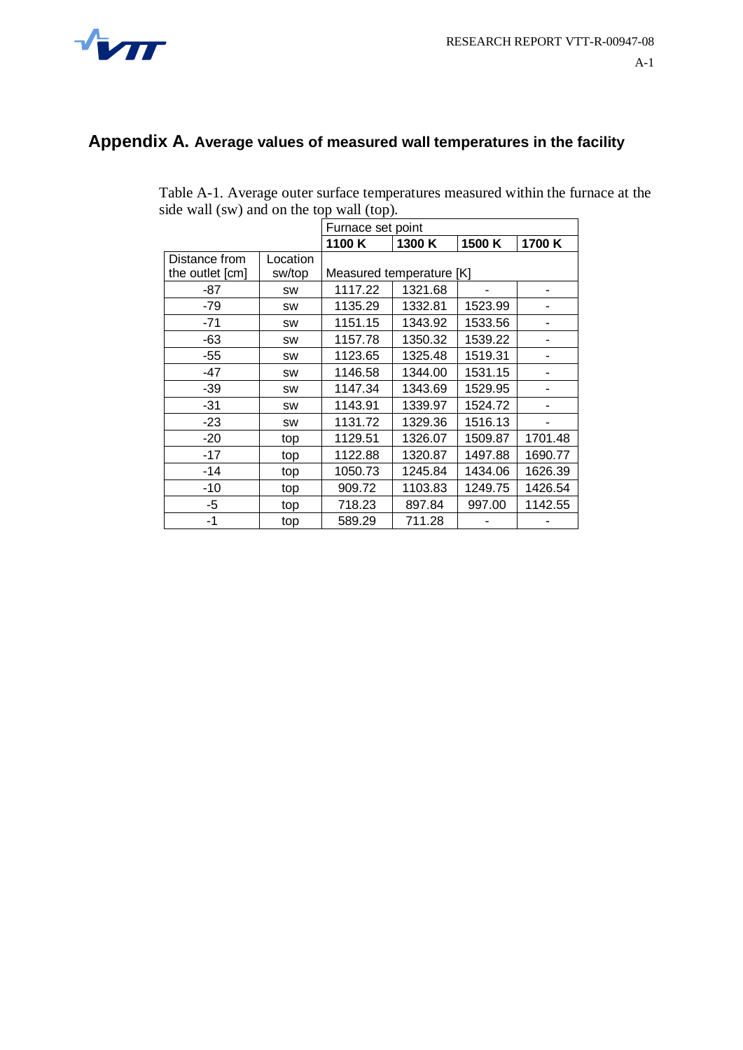# Appendix A. Average values of measured wall temperatures in the facility

Table A-1. Average outer surface temperatures measured within the furnace at the side wall (sw) and on the top wall (top).

| | | Furnace set point | | | |
|---|---|---|---|---|---|
| | | **1100 K** | **1300 K** | **1500 K** | **1700 K** |
| Distance from the outlet [cm] | Location sw/top | Measured temperature [K] | | | |
| -87 | sw | 1117.22 | 1321.68 | - | - |
| -79 | sw | 1135.29 | 1332.81 | 1523.99 | - |
| -71 | sw | 1151.15 | 1343.92 | 1533.56 | - |
| -63 | sw | 1157.78 | 1350.32 | 1539.22 | - |
| -55 | sw | 1123.65 | 1325.48 | 1519.31 | - |
| -47 | sw | 1146.58 | 1344.00 | 1531.15 | - |
| -39 | sw | 1147.34 | 1343.69 | 1529.95 | - |
| -31 | sw | 1143.91 | 1339.97 | 1524.72 | - |
| -23 | sw | 1131.72 | 1329.36 | 1516.13 | - |
| -20 | top | 1129.51 | 1326.07 | 1509.87 | 1701.48 |
| -17 | top | 1122.88 | 1320.87 | 1497.88 | 1690.77 |
| -14 | top | 1050.73 | 1245.84 | 1434.06 | 1626.39 |
| -10 | top | 909.72 | 1103.83 | 1249.75 | 1426.54 |
| -5 | top | 718.23 | 897.84 | 997.00 | 1142.55 |
| -1 | top | 589.29 | 711.28 | - | - |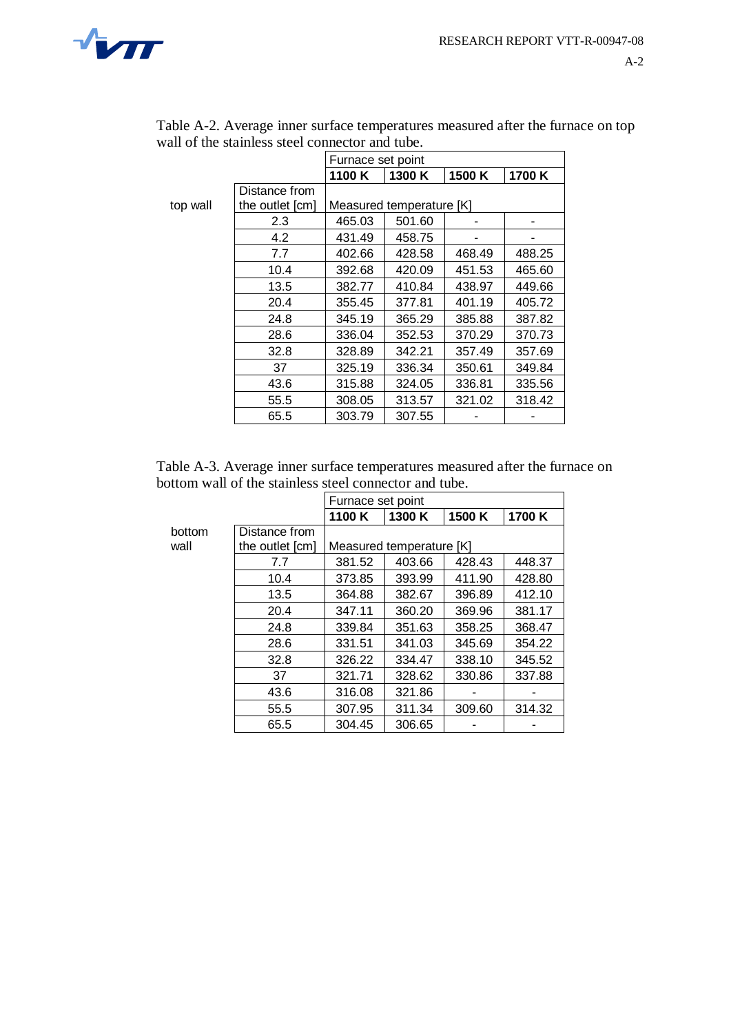Table A-2. Average inner surface temperatures measured after the furnace on top wall of the stainless steel connector and tube.

| | | Furnace set point | | | |
|---|---|---|---|---|---|
| | | **1100 K** | **1300 K** | **1500 K** | **1700 K** |
| top wall | Distance from the outlet [cm] | Measured temperature [K] | | | |
| | 2.3 | 465.03 | 501.60 | - | - |
| | 4.2 | 431.49 | 458.75 | - | - |
| | 7.7 | 402.66 | 428.58 | 468.49 | 488.25 |
| | 10.4 | 392.68 | 420.09 | 451.53 | 465.60 |
| | 13.5 | 382.77 | 410.84 | 438.97 | 449.66 |
| | 20.4 | 355.45 | 377.81 | 401.19 | 405.72 |
| | 24.8 | 345.19 | 365.29 | 385.88 | 387.82 |
| | 28.6 | 336.04 | 352.53 | 370.29 | 370.73 |
| | 32.8 | 328.89 | 342.21 | 357.49 | 357.69 |
| | 37 | 325.19 | 336.34 | 350.61 | 349.84 |
| | 43.6 | 315.88 | 324.05 | 336.81 | 335.56 |
| | 55.5 | 308.05 | 313.57 | 321.02 | 318.42 |
| | 65.5 | 303.79 | 307.55 | - | - |

Table A-3. Average inner surface temperatures measured after the furnace on bottom wall of the stainless steel connector and tube.

| | | Furnace set point | | | |
|---|---|---|---|---|---|
| | | **1100 K** | **1300 K** | **1500 K** | **1700 K** |
| bottom wall | Distance from the outlet [cm] | Measured temperature [K] | | | |
| | 7.7 | 381.52 | 403.66 | 428.43 | 448.37 |
| | 10.4 | 373.85 | 393.99 | 411.90 | 428.80 |
| | 13.5 | 364.88 | 382.67 | 396.89 | 412.10 |
| | 20.4 | 347.11 | 360.20 | 369.96 | 381.17 |
| | 24.8 | 339.84 | 351.63 | 358.25 | 368.47 |
| | 28.6 | 331.51 | 341.03 | 345.69 | 354.22 |
| | 32.8 | 326.22 | 334.47 | 338.10 | 345.52 |
| | 37 | 321.71 | 328.62 | 330.86 | 337.88 |
| | 43.6 | 316.08 | 321.86 | - | - |
| | 55.5 | 307.95 | 311.34 | 309.60 | 314.32 |
| | 65.5 | 304.45 | 306.65 | - | - |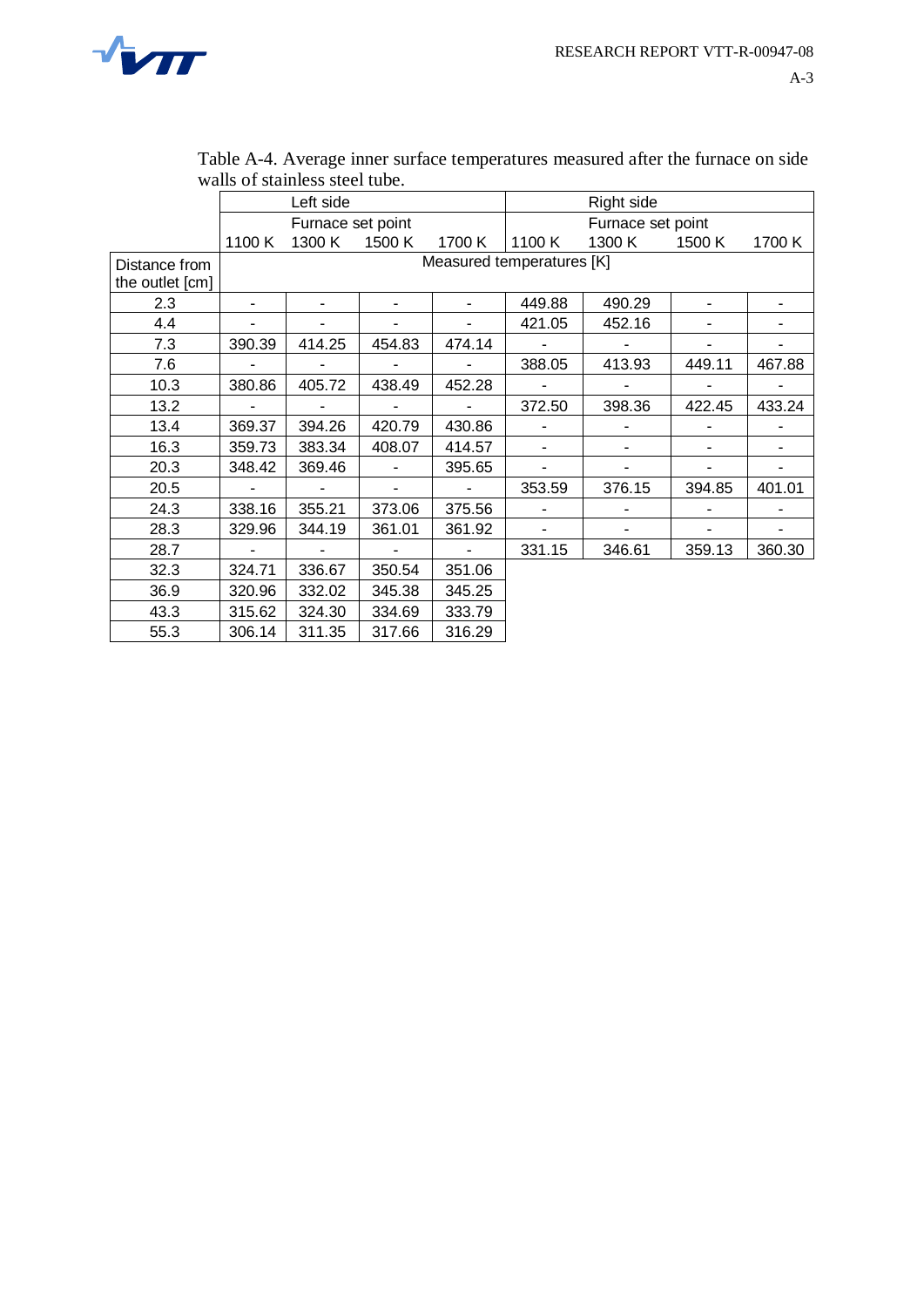Table A-4. Average inner surface temperatures measured after the furnace on side walls of stainless steel tube.

| | Left side | | | | Right side | | | |
|---|---|---|---|---|---|---|---|---|
| | Furnace set point | | | | Furnace set point | | | |
| | 1100 K | 1300 K | 1500 K | 1700 K | 1100 K | 1300 K | 1500 K | 1700 K |
| Distance from the outlet [cm] | Measured temperatures [K] | | | | | | | |
| 2.3 | - | - | - | - | 449.88 | 490.29 | - | - |
| 4.4 | - | - | - | - | 421.05 | 452.16 | - | - |
| 7.3 | 390.39 | 414.25 | 454.83 | 474.14 | - | - | - | - |
| 7.6 | - | - | - | - | 388.05 | 413.93 | 449.11 | 467.88 |
| 10.3 | 380.86 | 405.72 | 438.49 | 452.28 | - | - | - | - |
| 13.2 | - | - | - | - | 372.50 | 398.36 | 422.45 | 433.24 |
| 13.4 | 369.37 | 394.26 | 420.79 | 430.86 | - | - | - | - |
| 16.3 | 359.73 | 383.34 | 408.07 | 414.57 | - | - | - | - |
| 20.3 | 348.42 | 369.46 | - | 395.65 | - | - | - | - |
| 20.5 | - | - | - | - | 353.59 | 376.15 | 394.85 | 401.01 |
| 24.3 | 338.16 | 355.21 | 373.06 | 375.56 | - | - | - | - |
| 28.3 | 329.96 | 344.19 | 361.01 | 361.92 | - | - | - | - |
| 28.7 | - | - | - | - | 331.15 | 346.61 | 359.13 | 360.30 |
| 32.3 | 324.71 | 336.67 | 350.54 | 351.06 | | | | |
| 36.9 | 320.96 | 332.02 | 345.38 | 345.25 | | | | |
| 43.3 | 315.62 | 324.30 | 334.69 | 333.79 | | | | |
| 55.3 | 306.14 | 311.35 | 317.66 | 316.29 | | | | |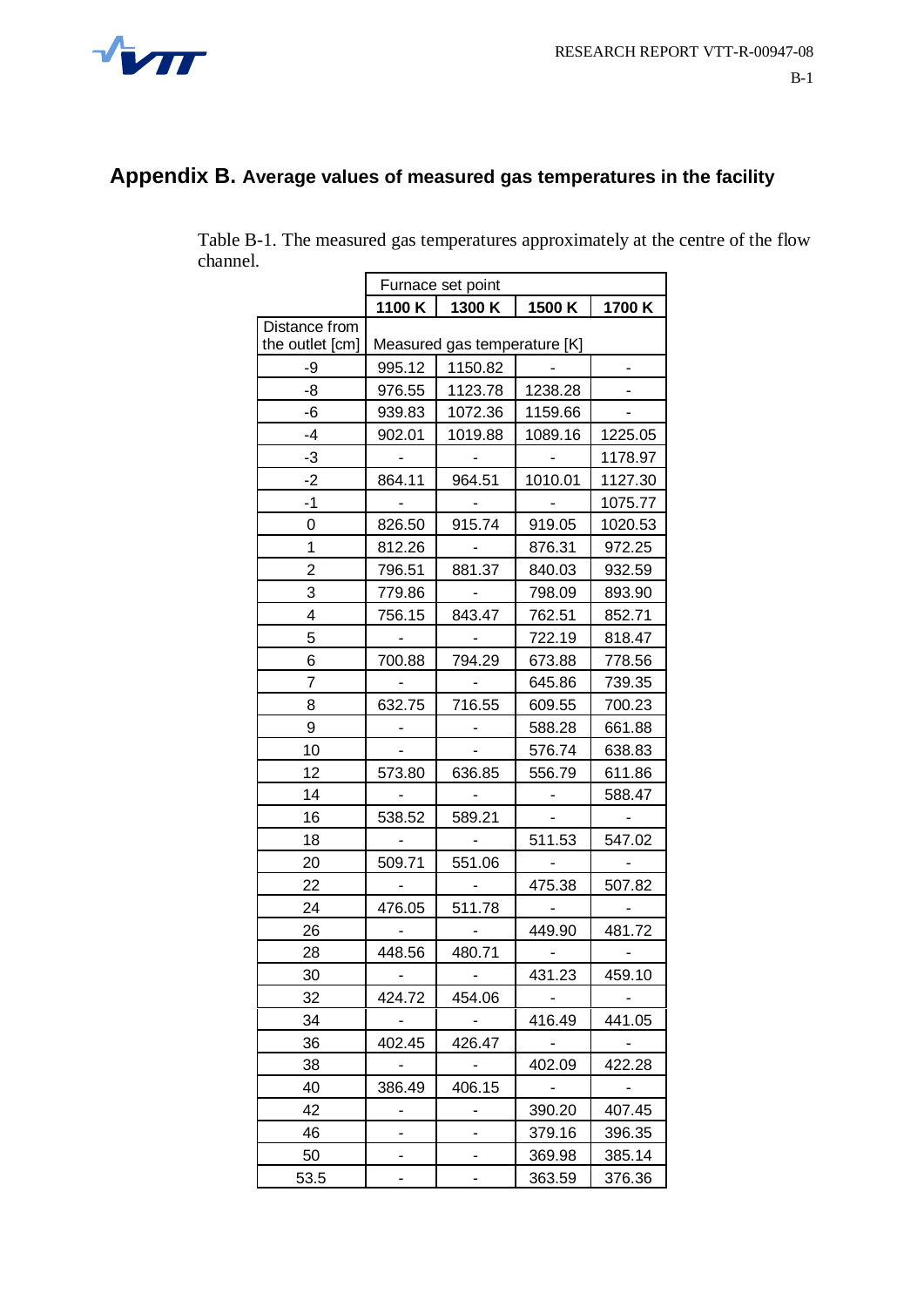# Appendix B. Average values of measured gas temperatures in the facility

Table B-1. The measured gas temperatures approximately at the centre of the flow channel.

| | Furnace set point | | | |
|---|---|---|---|---|
| | **1100 K** | **1300 K** | **1500 K** | **1700 K** |
| Distance from the outlet [cm] | Measured gas temperature [K] | | | |
| -9 | 995.12 | 1150.82 | - | - |
| -8 | 976.55 | 1123.78 | 1238.28 | - |
| -6 | 939.83 | 1072.36 | 1159.66 | - |
| -4 | 902.01 | 1019.88 | 1089.16 | 1225.05 |
| -3 | - | - | - | 1178.97 |
| -2 | 864.11 | 964.51 | 1010.01 | 1127.30 |
| -1 | - | - | - | 1075.77 |
| 0 | 826.50 | 915.74 | 919.05 | 1020.53 |
| 1 | 812.26 | - | 876.31 | 972.25 |
| 2 | 796.51 | 881.37 | 840.03 | 932.59 |
| 3 | 779.86 | - | 798.09 | 893.90 |
| 4 | 756.15 | 843.47 | 762.51 | 852.71 |
| 5 | - | - | 722.19 | 818.47 |
| 6 | 700.88 | 794.29 | 673.88 | 778.56 |
| 7 | - | - | 645.86 | 739.35 |
| 8 | 632.75 | 716.55 | 609.55 | 700.23 |
| 9 | - | - | 588.28 | 661.88 |
| 10 | - | - | 576.74 | 638.83 |
| 12 | 573.80 | 636.85 | 556.79 | 611.86 |
| 14 | - | - | - | 588.47 |
| 16 | 538.52 | 589.21 | - | - |
| 18 | - | - | 511.53 | 547.02 |
| 20 | 509.71 | 551.06 | - | - |
| 22 | - | - | 475.38 | 507.82 |
| 24 | 476.05 | 511.78 | - | - |
| 26 | - | - | 449.90 | 481.72 |
| 28 | 448.56 | 480.71 | - | - |
| 30 | - | - | 431.23 | 459.10 |
| 32 | 424.72 | 454.06 | - | - |
| 34 | - | - | 416.49 | 441.05 |
| 36 | 402.45 | 426.47 | - | - |
| 38 | - | - | 402.09 | 422.28 |
| 40 | 386.49 | 406.15 | - | - |
| 42 | - | - | 390.20 | 407.45 |
| 46 | - | - | 379.16 | 396.35 |
| 50 | - | - | 369.98 | 385.14 |
| 53.5 | - | - | 363.59 | 376.36 |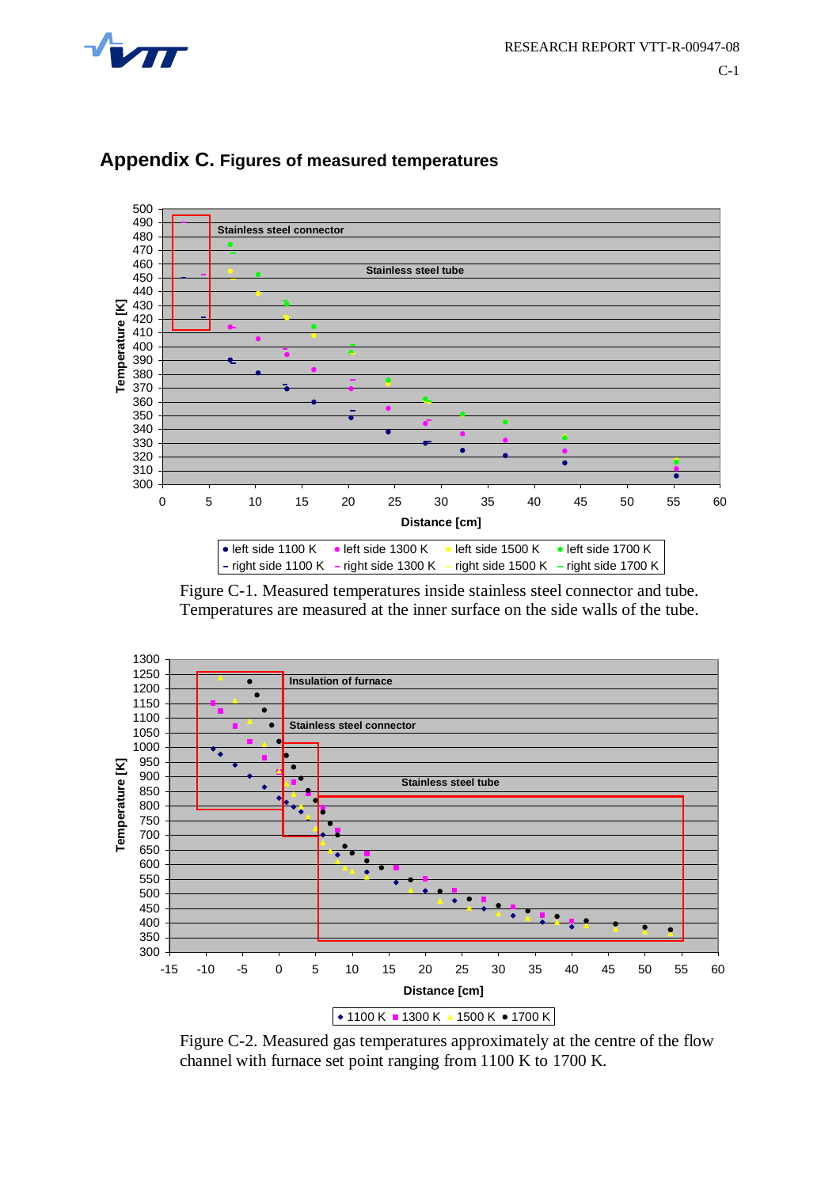## Appendix C. Figures of measured temperatures

Figure C-1. Measured temperatures inside stainless steel connector and tube. Temperatures are measured at the inner surface on the side walls of the tube.

Figure C-2. Measured gas temperatures approximately at the centre of the flow channel with furnace set point ranging from 1100 K to 1700 K.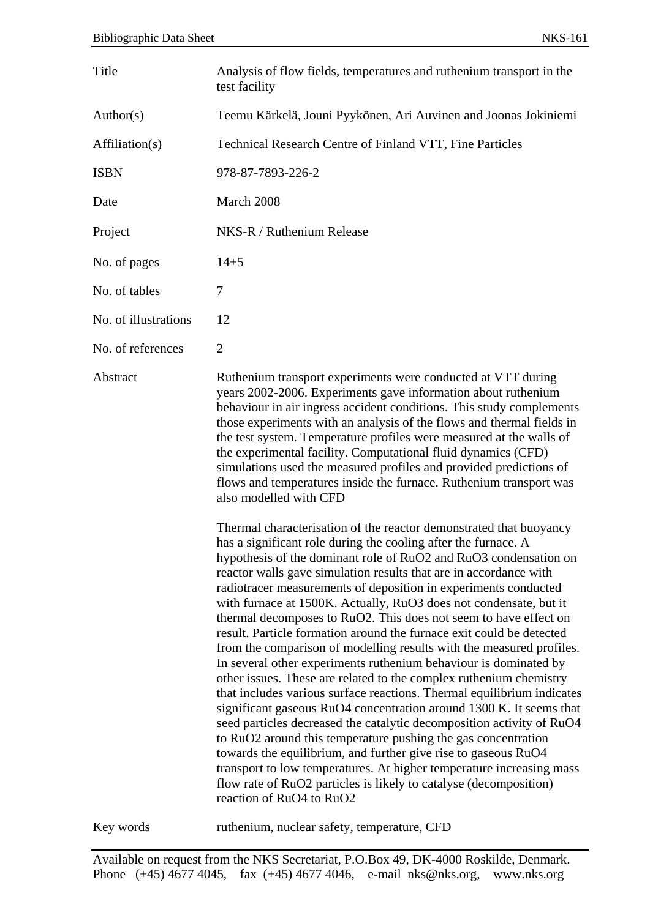| | |
|---|---|
| Title | Analysis of flow fields, temperatures and ruthenium transport in the test facility |
| Author(s) | Teemu Kärkelä, Jouni Pyykönen, Ari Auvinen and Joonas Jokiniemi |
| Affiliation(s) | Technical Research Centre of Finland VTT, Fine Particles |
| ISBN | 978-87-7893-226-2 |
| Date | March 2008 |
| Project | NKS-R / Ruthenium Release |
| No. of pages | 14+5 |
| No. of tables | 7 |
| No. of illustrations | 12 |
| No. of references | 2 |
| Abstract | Ruthenium transport experiments were conducted at VTT during years 2002-2006. Experiments gave information about ruthenium behaviour in air ingress accident conditions. This study complements those experiments with an analysis of the flows and thermal fields in the test system. Temperature profiles were measured at the walls of the experimental facility. Computational fluid dynamics (CFD) simulations used the measured profiles and provided predictions of flows and temperatures inside the furnace. Ruthenium transport was also modelled with CFD<br><br>Thermal characterisation of the reactor demonstrated that buoyancy has a significant role during the cooling after the furnace. A hypothesis of the dominant role of $RuO_2$ and $RuO_3$ condensation on reactor walls gave simulation results that are in accordance with radiotracer measurements of deposition in experiments conducted with furnace at 1500K. Actually, $RuO_3$ does not condensate, but it thermal decomposes to $RuO_2$. This does not seem to have effect on result. Particle formation around the furnace exit could be detected from the comparison of modelling results with the measured profiles. In several other experiments ruthenium behaviour is dominated by other issues. These are related to the complex ruthenium chemistry that includes various surface reactions. Thermal equilibrium indicates significant gaseous $RuO_4$ concentration around 1300 K. It seems that seed particles decreased the catalytic decomposition activity of $RuO_4$ to $RuO_2$ around this temperature pushing the gas concentration towards the equilibrium, and further give rise to gaseous $RuO_4$ transport to low temperatures. At higher temperature increasing mass flow rate of $RuO_2$ particles is likely to catalyse (decomposition) reaction of $RuO_4$ to $RuO_2$ |
| Key words | ruthenium, nuclear safety, temperature, CFD |

Available on request from the NKS Secretariat, P.O.Box 49, DK-4000 Roskilde, Denmark.
Phone (+45) 4677 4045, fax (+45) 4677 4046, e-mail nks@nks.org, www.nks.org